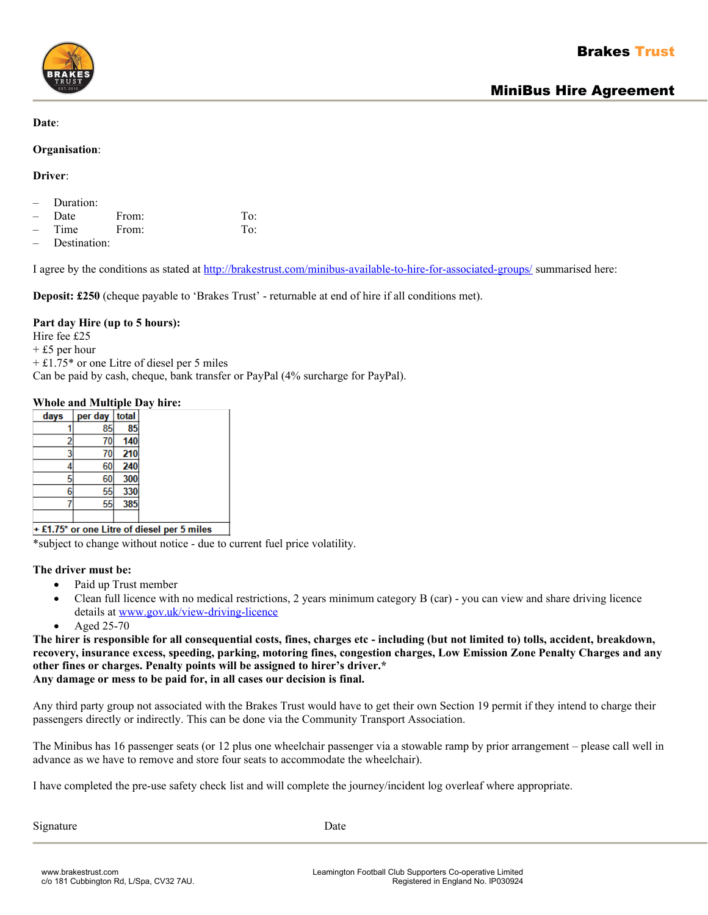# Brakes Trust

## MiniBus Hire Agreement

**Date**:

**Organisation**:

**Driver**:

- Duration:
- Date From: To:
- Time From: To:
- Destination:

I agree by the conditions as stated at http://brakestrust.com/minibus-available-to-hire-for-associated-groups/ summarised here:

**Deposit: £250** (cheque payable to 'Brakes Trust' - returnable at end of hire if all conditions met).

**Part day Hire (up to 5 hours):**
Hire fee £25
+ £5 per hour
+ £1.75* or one Litre of diesel per 5 miles
Can be paid by cash, cheque, bank transfer or PayPal (4% surcharge for PayPal).

**Whole and Multiple Day hire:**

| days | per day | total |
|---|---|---|
| 1 | 85 | **85** |
| 2 | 70 | **140** |
| 3 | 70 | **210** |
| 4 | 60 | **240** |
| 5 | 60 | **300** |
| 6 | 55 | **330** |
| 7 | 55 | **385** |
| | | |
| **+ £1.75* or one Litre of diesel per 5 miles** | | |

*subject to change without notice - due to current fuel price volatility.

**The driver must be:**

- Paid up Trust member
- Clean full licence with no medical restrictions, 2 years minimum category B (car) - you can view and share driving licence details at www.gov.uk/view-driving-licence
- Aged 25-70

**The hirer is responsible for all consequential costs, fines, charges etc - including (but not limited to) tolls, accident, breakdown, recovery, insurance excess, speeding, parking, motoring fines, congestion charges, Low Emission Zone Penalty Charges and any other fines or charges. Penalty points will be assigned to hirer's driver.***
**Any damage or mess to be paid for, in all cases our decision is final.**

Any third party group not associated with the Brakes Trust would have to get their own Section 19 permit if they intend to charge their passengers directly or indirectly. This can be done via the Community Transport Association.

The Minibus has 16 passenger seats (or 12 plus one wheelchair passenger via a stowable ramp by prior arrangement – please call well in advance as we have to remove and store four seats to accommodate the wheelchair).

I have completed the pre-use safety check list and will complete the journey/incident log overleaf where appropriate.

Signature Date

www.brakestrust.com
c/o 181 Cubbington Rd, L/Spa, CV32 7AU.

Leamington Football Club Supporters Co-operative Limited
Registered in England No. IP030924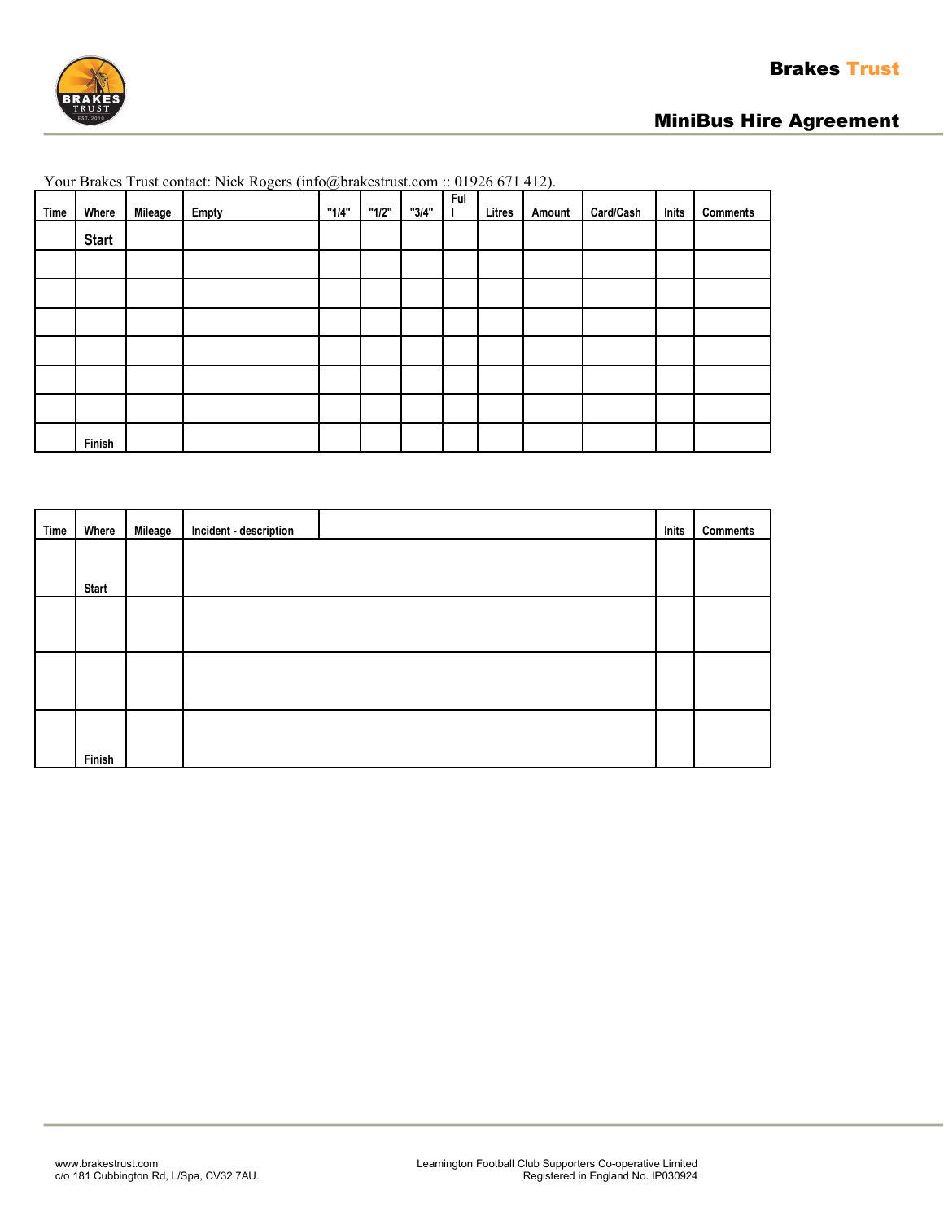## Brakes Trust

## MiniBus Hire Agreement

Your Brakes Trust contact: Nick Rogers (info@brakestrust.com :: 01926 671 412).

| Time | Where | Mileage | Empty | "1/4" | "1/2" | "3/4" | Full | Litres | Amount | Card/Cash | Inits | Comments |
|---|---|---|---|---|---|---|---|---|---|---|---|---|
| | Start | | | | | | | | | | | |
| | | | | | | | | | | | | |
| | | | | | | | | | | | | |
| | | | | | | | | | | | | |
| | | | | | | | | | | | | |
| | | | | | | | | | | | | |
| | | | | | | | | | | | | |
| | Finish | | | | | | | | | | | |

| Time | Where | Mileage | Incident - description | Inits | Comments |
|---|---|---|---|---|---|
| | Start | | | | |
| | | | | | |
| | | | | | |
| | Finish | | | | |

www.brakestrust.com
c/o 181 Cubbington Rd, L/Spa, CV32 7AU.

Leamington Football Club Supporters Co-operative Limited
Registered in England No. IP030924